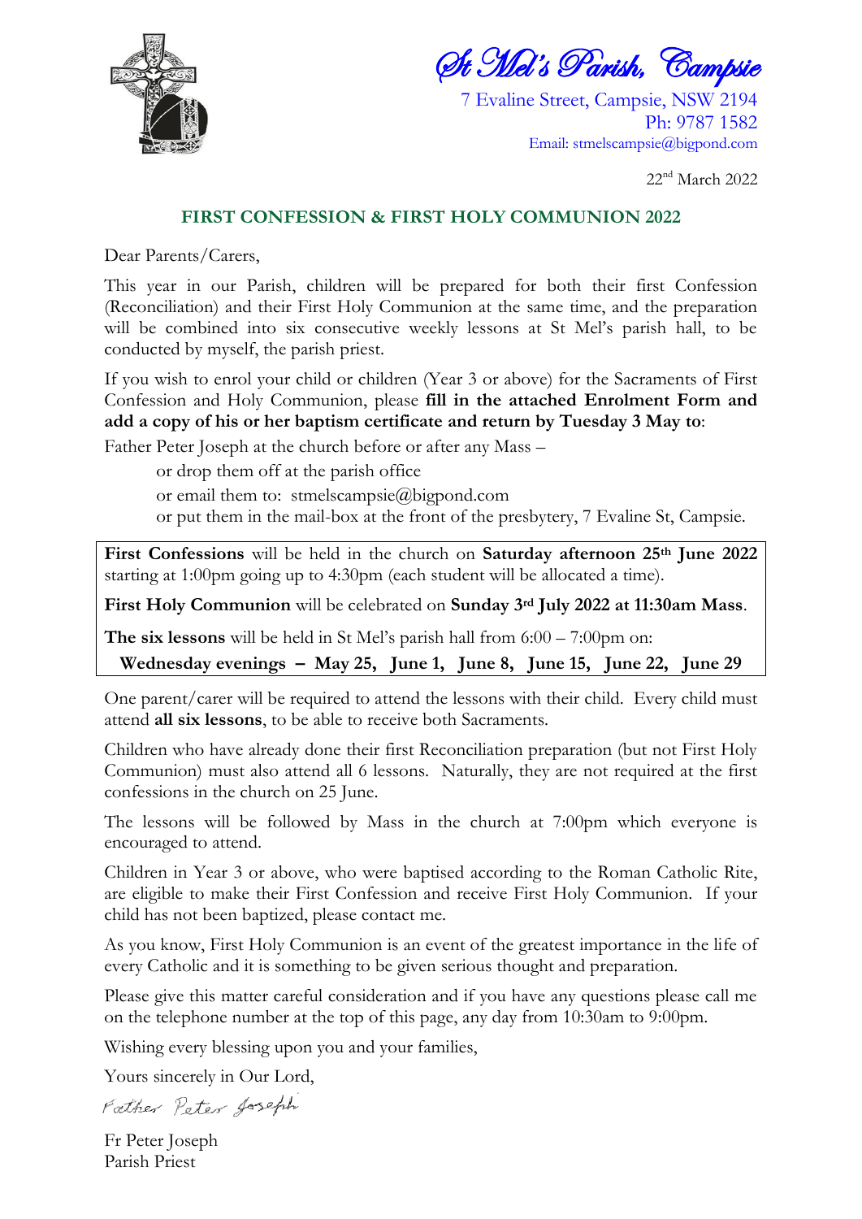St Mel's Parish, Campsie

7 Evaline Street, Campsie, NSW 2194
Ph: 9787 1582
Email: stmelscampsie@bigpond.com

22nd March 2022

## FIRST CONFESSION & FIRST HOLY COMMUNION 2022

Dear Parents/Carers,

This year in our Parish, children will be prepared for both their first Confession (Reconciliation) and their First Holy Communion at the same time, and the preparation will be combined into six consecutive weekly lessons at St Mel's parish hall, to be conducted by myself, the parish priest.

If you wish to enrol your child or children (Year 3 or above) for the Sacraments of First Confession and Holy Communion, please **fill in the attached Enrolment Form and add a copy of his or her baptism certificate and return by Tuesday 3 May to**:

Father Peter Joseph at the church before or after any Mass –

or drop them off at the parish office

or email them to: stmelscampsie@bigpond.com

or put them in the mail-box at the front of the presbytery, 7 Evaline St, Campsie.

**First Confessions** will be held in the church on **Saturday afternoon 25th June 2022** starting at 1:00pm going up to 4:30pm (each student will be allocated a time).

**First Holy Communion** will be celebrated on **Sunday 3rd July 2022 at 11:30am Mass**.

**The six lessons** will be held in St Mel's parish hall from 6:00 – 7:00pm on:

**Wednesday evenings – May 25, June 1, June 8, June 15, June 22, June 29**

One parent/carer will be required to attend the lessons with their child. Every child must attend **all six lessons**, to be able to receive both Sacraments.

Children who have already done their first Reconciliation preparation (but not First Holy Communion) must also attend all 6 lessons. Naturally, they are not required at the first confessions in the church on 25 June.

The lessons will be followed by Mass in the church at 7:00pm which everyone is encouraged to attend.

Children in Year 3 or above, who were baptised according to the Roman Catholic Rite, are eligible to make their First Confession and receive First Holy Communion. If your child has not been baptized, please contact me.

As you know, First Holy Communion is an event of the greatest importance in the life of every Catholic and it is something to be given serious thought and preparation.

Please give this matter careful consideration and if you have any questions please call me on the telephone number at the top of this page, any day from 10:30am to 9:00pm.

Wishing every blessing upon you and your families,

Yours sincerely in Our Lord,

*Father Peter Joseph*

Fr Peter Joseph
Parish Priest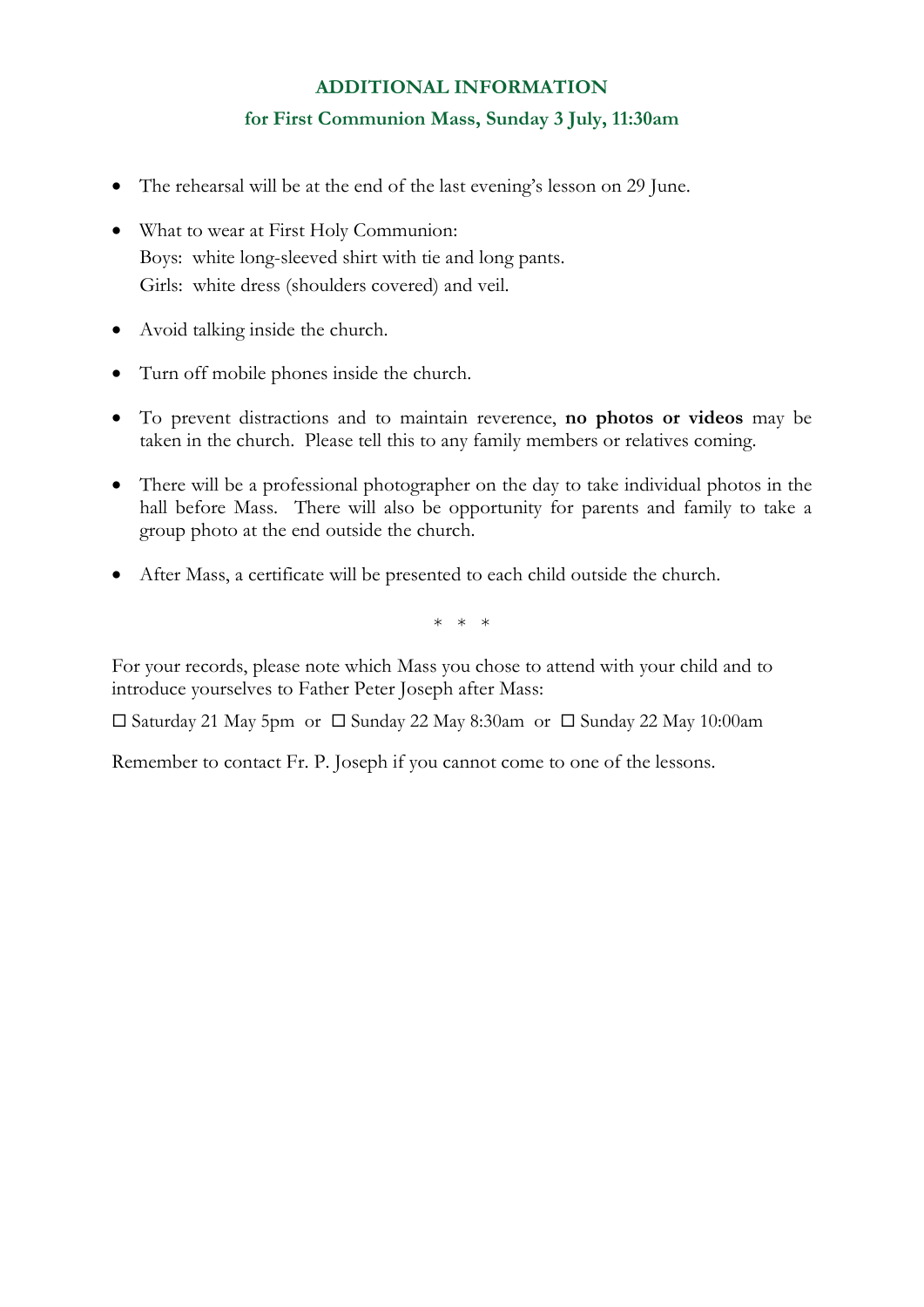## ADDITIONAL INFORMATION

### for First Communion Mass, Sunday 3 July, 11:30am

- The rehearsal will be at the end of the last evening's lesson on 29 June.
- What to wear at First Holy Communion:
  Boys: white long-sleeved shirt with tie and long pants.
  Girls: white dress (shoulders covered) and veil.
- Avoid talking inside the church.
- Turn off mobile phones inside the church.
- To prevent distractions and to maintain reverence, **no photos or videos** may be taken in the church. Please tell this to any family members or relatives coming.
- There will be a professional photographer on the day to take individual photos in the hall before Mass. There will also be opportunity for parents and family to take a group photo at the end outside the church.
- After Mass, a certificate will be presented to each child outside the church.

\* \* \*

For your records, please note which Mass you chose to attend with your child and to introduce yourselves to Father Peter Joseph after Mass:

☐ Saturday 21 May 5pm or ☐ Sunday 22 May 8:30am or ☐ Sunday 22 May 10:00am

Remember to contact Fr. P. Joseph if you cannot come to one of the lessons.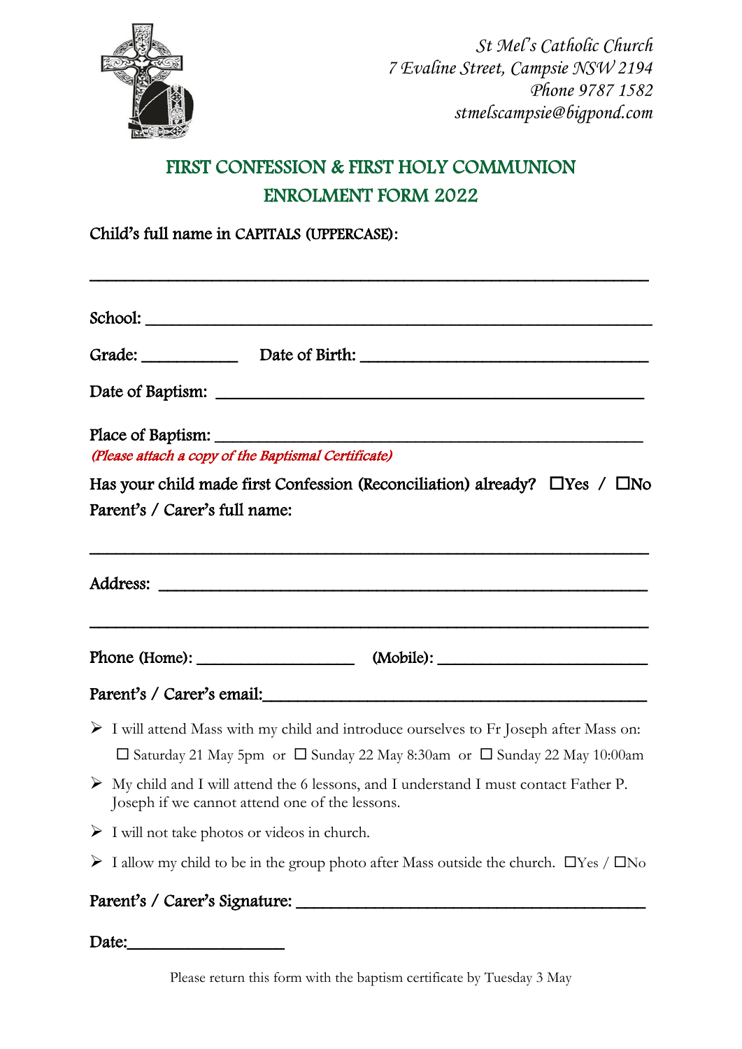St Mel's Catholic Church
7 Evaline Street, Campsie NSW 2194
Phone 9787 1582
stmelscampsie@bigpond.com

# FIRST CONFESSION & FIRST HOLY COMMUNION ENROLMENT FORM 2022

Child's full name in CAPITALS (UPPERCASE):

_______________________________________________________________

School: _______________________________________________________

Grade: ___________ Date of Birth: _______________________________

Date of Baptism: _______________________________________________

Place of Baptism: _______________________________________________
*(Please attach a copy of the Baptismal Certificate)*

Has your child made first Confession (Reconciliation) already? ☐Yes / ☐No

Parent's / Carer's full name:

_______________________________________________________________

Address: _____________________________________________________

_______________________________________________________________

Phone (Home): __________________ (Mobile): _____________________

Parent's / Carer's email:_________________________________________

- I will attend Mass with my child and introduce ourselves to Fr Joseph after Mass on:
  ☐ Saturday 21 May 5pm or ☐ Sunday 22 May 8:30am or ☐ Sunday 22 May 10:00am
- My child and I will attend the 6 lessons, and I understand I must contact Father P. Joseph if we cannot attend one of the lessons.
- I will not take photos or videos in church.
- I allow my child to be in the group photo after Mass outside the church. ☐Yes / ☐No

Parent's / Carer's Signature: ______________________________________

Date:__________________

Please return this form with the baptism certificate by Tuesday 3 May